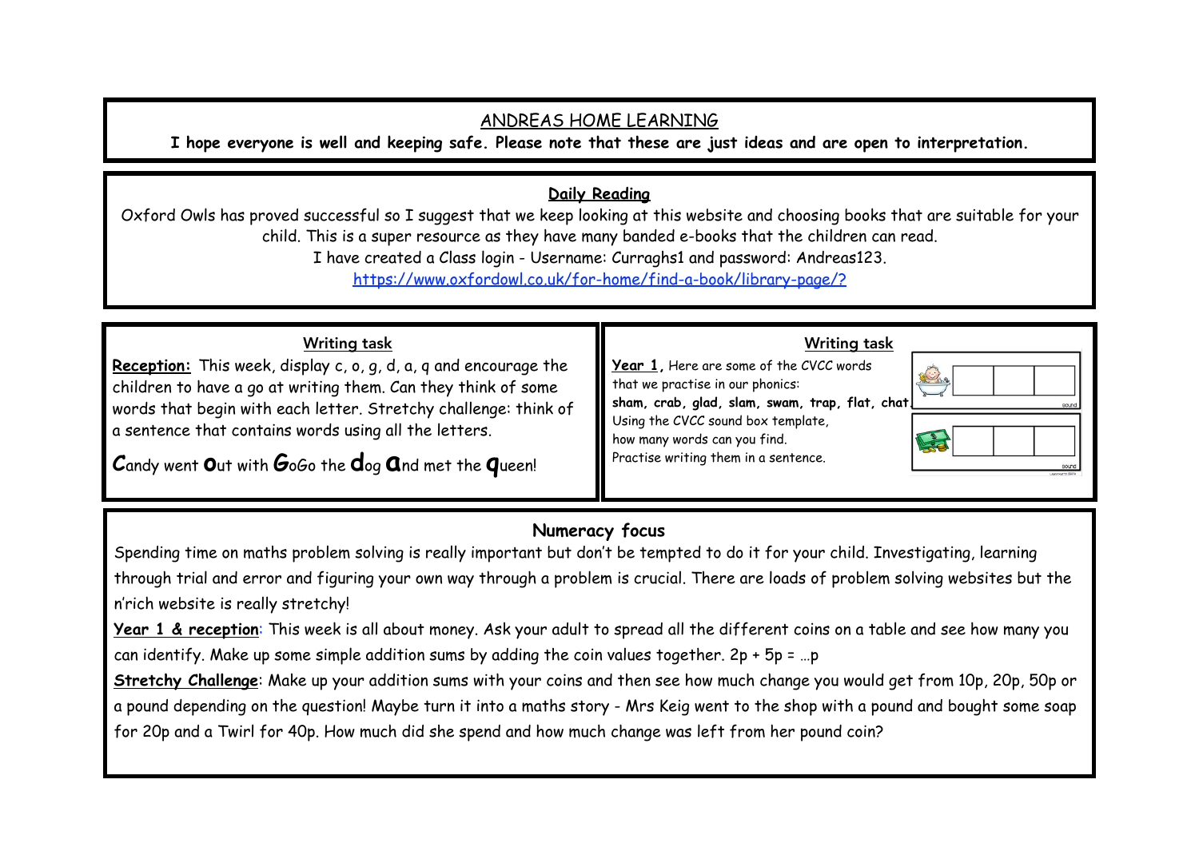# ANDREAS HOME LEARNING

**I hope everyone is well and keeping safe. Please note that these are just ideas and are open to interpretation.**

## Daily Reading

Oxford Owls has proved successful so I suggest that we keep looking at this website and choosing books that are suitable for your child. This is a super resource as they have many banded e-books that the children can read.

I have created a Class login - Username: Curraghs1 and password: Andreas123.

https://www.oxfordowl.co.uk/for-home/find-a-book/library-page/?

## Writing task

**Reception:** This week, display c, o, g, d, a, q and encourage the children to have a go at writing them. Can they think of some words that begin with each letter. Stretchy challenge: think of a sentence that contains words using all the letters.

**C**andy went **o**ut with **G**oGo the **d**og **a**nd met the **q**ueen!

## Writing task

**Year 1**, Here are some of the CVCC words that we practise in our phonics:

**sham, crab, glad, slam, swam, trap, flat, chat**

Using the CVCC sound box template, how many words can you find.

Practise writing them in a sentence.

## Numeracy focus

Spending time on maths problem solving is really important but don't be tempted to do it for your child. Investigating, learning through trial and error and figuring your own way through a problem is crucial. There are loads of problem solving websites but the n'rich website is really stretchy!

**Year 1 & reception**: This week is all about money. Ask your adult to spread all the different coins on a table and see how many you can identify. Make up some simple addition sums by adding the coin values together. 2p + 5p = …p

**Stretchy Challenge**: Make up your addition sums with your coins and then see how much change you would get from 10p, 20p, 50p or a pound depending on the question! Maybe turn it into a maths story - Mrs Keig went to the shop with a pound and bought some soap for 20p and a Twirl for 40p. How much did she spend and how much change was left from her pound coin?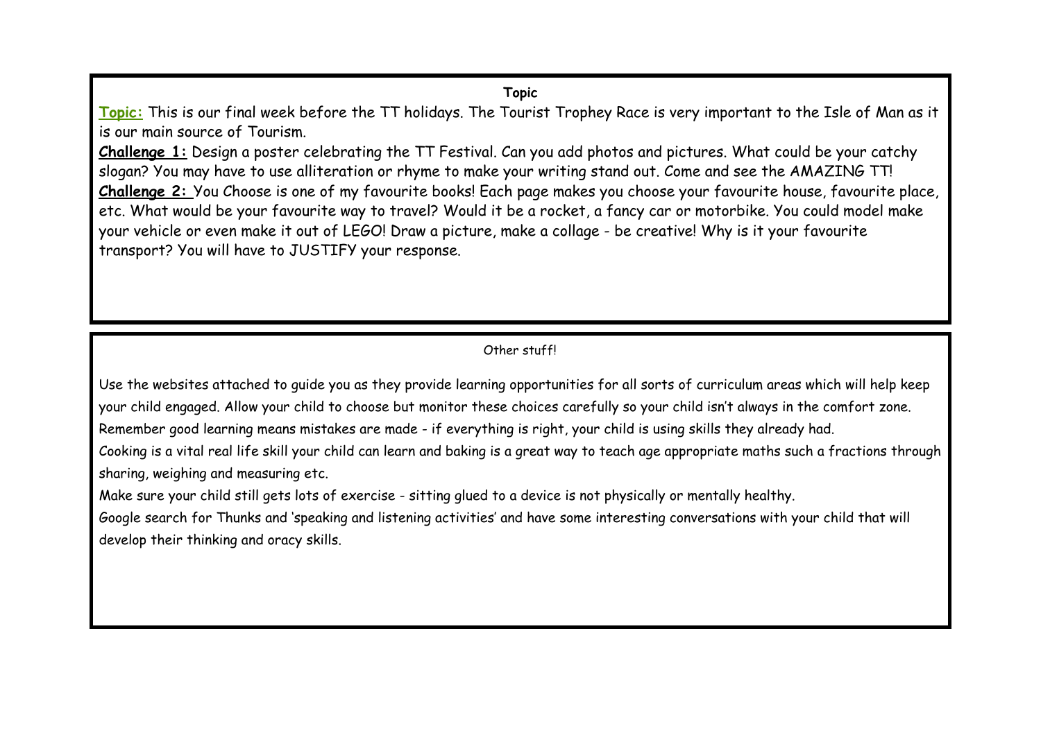## Topic

**Topic:** This is our final week before the TT holidays. The Tourist Trophey Race is very important to the Isle of Man as it is our main source of Tourism.

**Challenge 1:** Design a poster celebrating the TT Festival. Can you add photos and pictures. What could be your catchy slogan? You may have to use alliteration or rhyme to make your writing stand out. Come and see the AMAZING TT!

**Challenge 2:** You Choose is one of my favourite books! Each page makes you choose your favourite house, favourite place, etc. What would be your favourite way to travel? Would it be a rocket, a fancy car or motorbike. You could model make your vehicle or even make it out of LEGO! Draw a picture, make a collage - be creative! Why is it your favourite transport? You will have to JUSTIFY your response.

## Other stuff!

Use the websites attached to guide you as they provide learning opportunities for all sorts of curriculum areas which will help keep your child engaged. Allow your child to choose but monitor these choices carefully so your child isn't always in the comfort zone.

Remember good learning means mistakes are made - if everything is right, your child is using skills they already had.

Cooking is a vital real life skill your child can learn and baking is a great way to teach age appropriate maths such a fractions through sharing, weighing and measuring etc.

Make sure your child still gets lots of exercise - sitting glued to a device is not physically or mentally healthy.

Google search for Thunks and 'speaking and listening activities' and have some interesting conversations with your child that will develop their thinking and oracy skills.